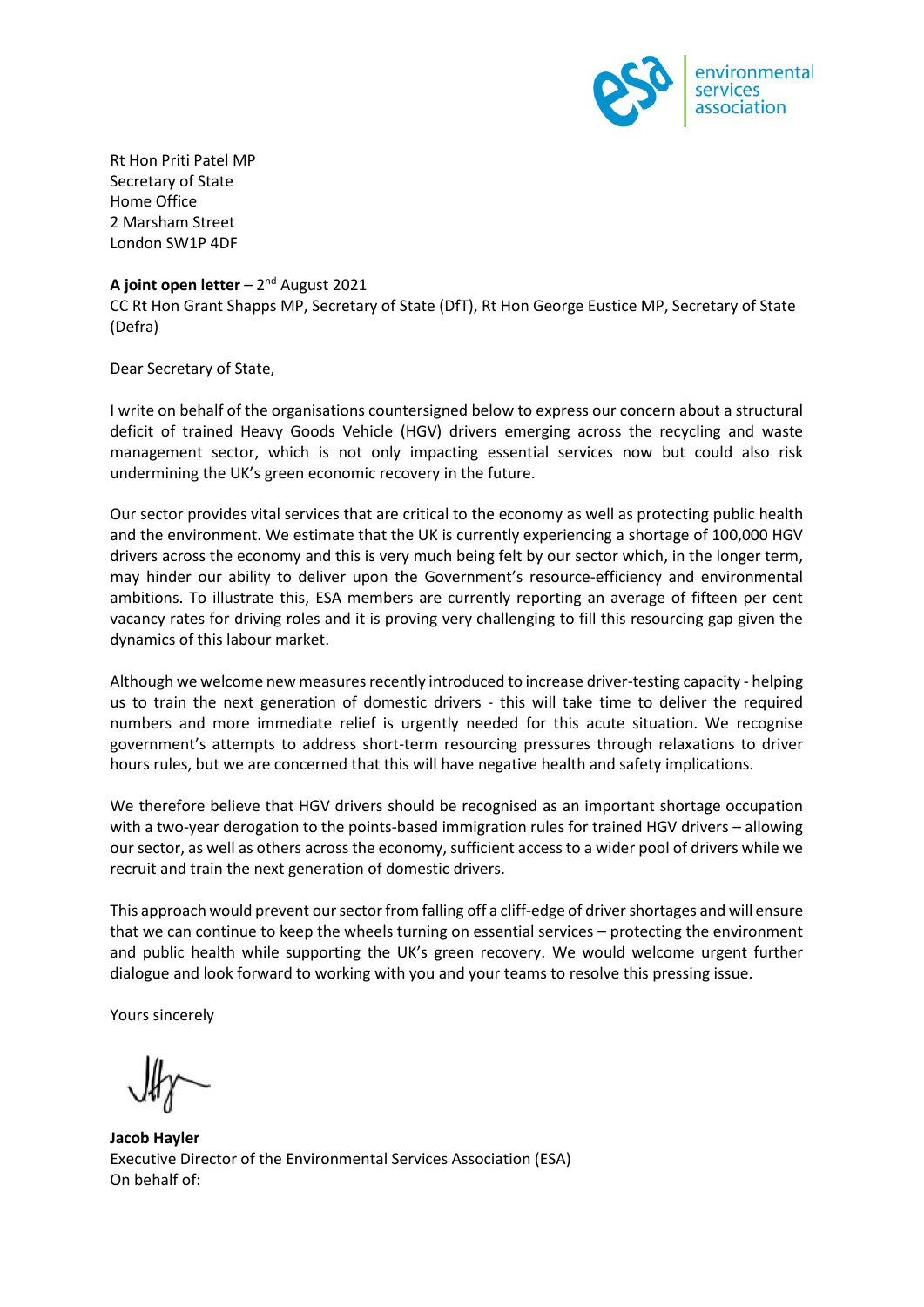environmental services association

Rt Hon Priti Patel MP
Secretary of State
Home Office
2 Marsham Street
London SW1P 4DF

**A joint open letter** – 2nd August 2021
CC Rt Hon Grant Shapps MP, Secretary of State (DfT), Rt Hon George Eustice MP, Secretary of State (Defra)

Dear Secretary of State,

I write on behalf of the organisations countersigned below to express our concern about a structural deficit of trained Heavy Goods Vehicle (HGV) drivers emerging across the recycling and waste management sector, which is not only impacting essential services now but could also risk undermining the UK's green economic recovery in the future.

Our sector provides vital services that are critical to the economy as well as protecting public health and the environment. We estimate that the UK is currently experiencing a shortage of 100,000 HGV drivers across the economy and this is very much being felt by our sector which, in the longer term, may hinder our ability to deliver upon the Government's resource-efficiency and environmental ambitions. To illustrate this, ESA members are currently reporting an average of fifteen per cent vacancy rates for driving roles and it is proving very challenging to fill this resourcing gap given the dynamics of this labour market.

Although we welcome new measures recently introduced to increase driver-testing capacity - helping us to train the next generation of domestic drivers - this will take time to deliver the required numbers and more immediate relief is urgently needed for this acute situation. We recognise government's attempts to address short-term resourcing pressures through relaxations to driver hours rules, but we are concerned that this will have negative health and safety implications.

We therefore believe that HGV drivers should be recognised as an important shortage occupation with a two-year derogation to the points-based immigration rules for trained HGV drivers – allowing our sector, as well as others across the economy, sufficient access to a wider pool of drivers while we recruit and train the next generation of domestic drivers.

This approach would prevent our sector from falling off a cliff-edge of driver shortages and will ensure that we can continue to keep the wheels turning on essential services – protecting the environment and public health while supporting the UK's green recovery. We would welcome urgent further dialogue and look forward to working with you and your teams to resolve this pressing issue.

Yours sincerely

**Jacob Hayler**
Executive Director of the Environmental Services Association (ESA)
On behalf of: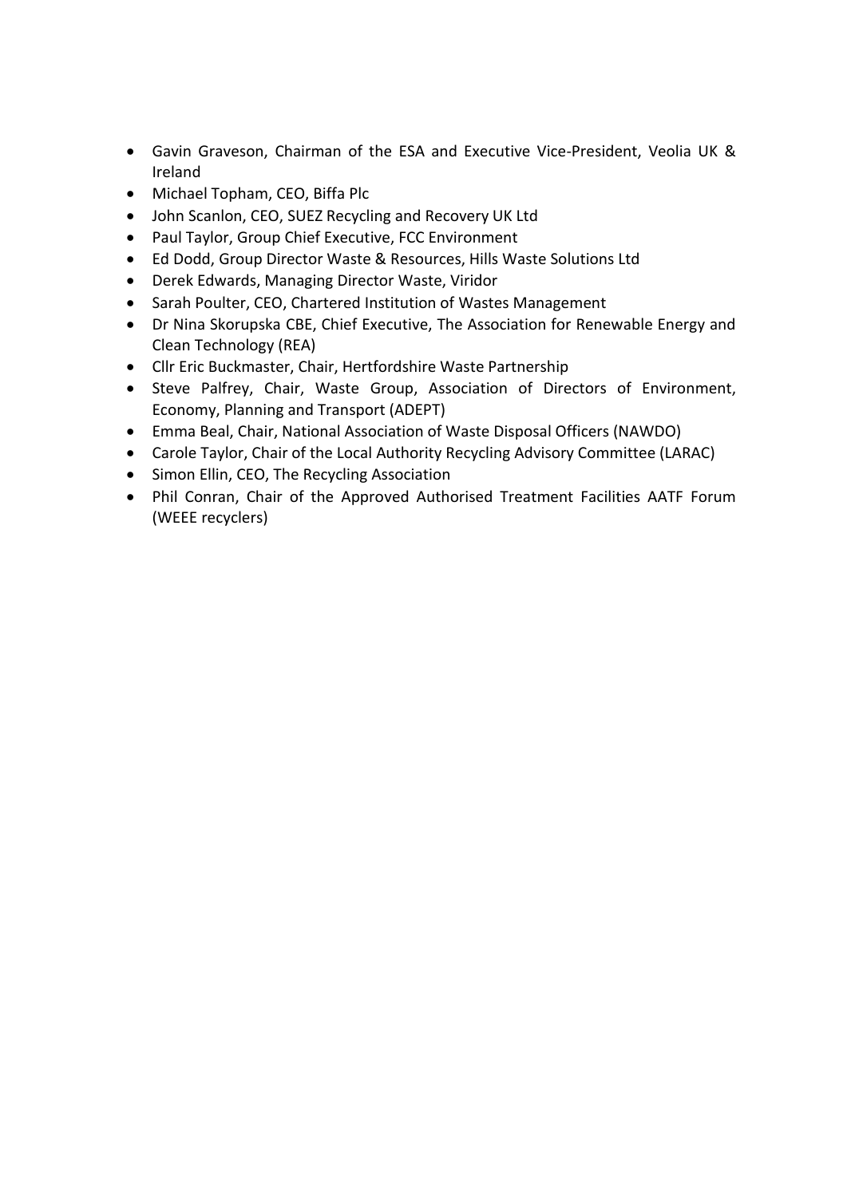- Gavin Graveson, Chairman of the ESA and Executive Vice-President, Veolia UK & Ireland
- Michael Topham, CEO, Biffa Plc
- John Scanlon, CEO, SUEZ Recycling and Recovery UK Ltd
- Paul Taylor, Group Chief Executive, FCC Environment
- Ed Dodd, Group Director Waste & Resources, Hills Waste Solutions Ltd
- Derek Edwards, Managing Director Waste, Viridor
- Sarah Poulter, CEO, Chartered Institution of Wastes Management
- Dr Nina Skorupska CBE, Chief Executive, The Association for Renewable Energy and Clean Technology (REA)
- Cllr Eric Buckmaster, Chair, Hertfordshire Waste Partnership
- Steve Palfrey, Chair, Waste Group, Association of Directors of Environment, Economy, Planning and Transport (ADEPT)
- Emma Beal, Chair, National Association of Waste Disposal Officers (NAWDO)
- Carole Taylor, Chair of the Local Authority Recycling Advisory Committee (LARAC)
- Simon Ellin, CEO, The Recycling Association
- Phil Conran, Chair of the Approved Authorised Treatment Facilities AATF Forum (WEEE recyclers)